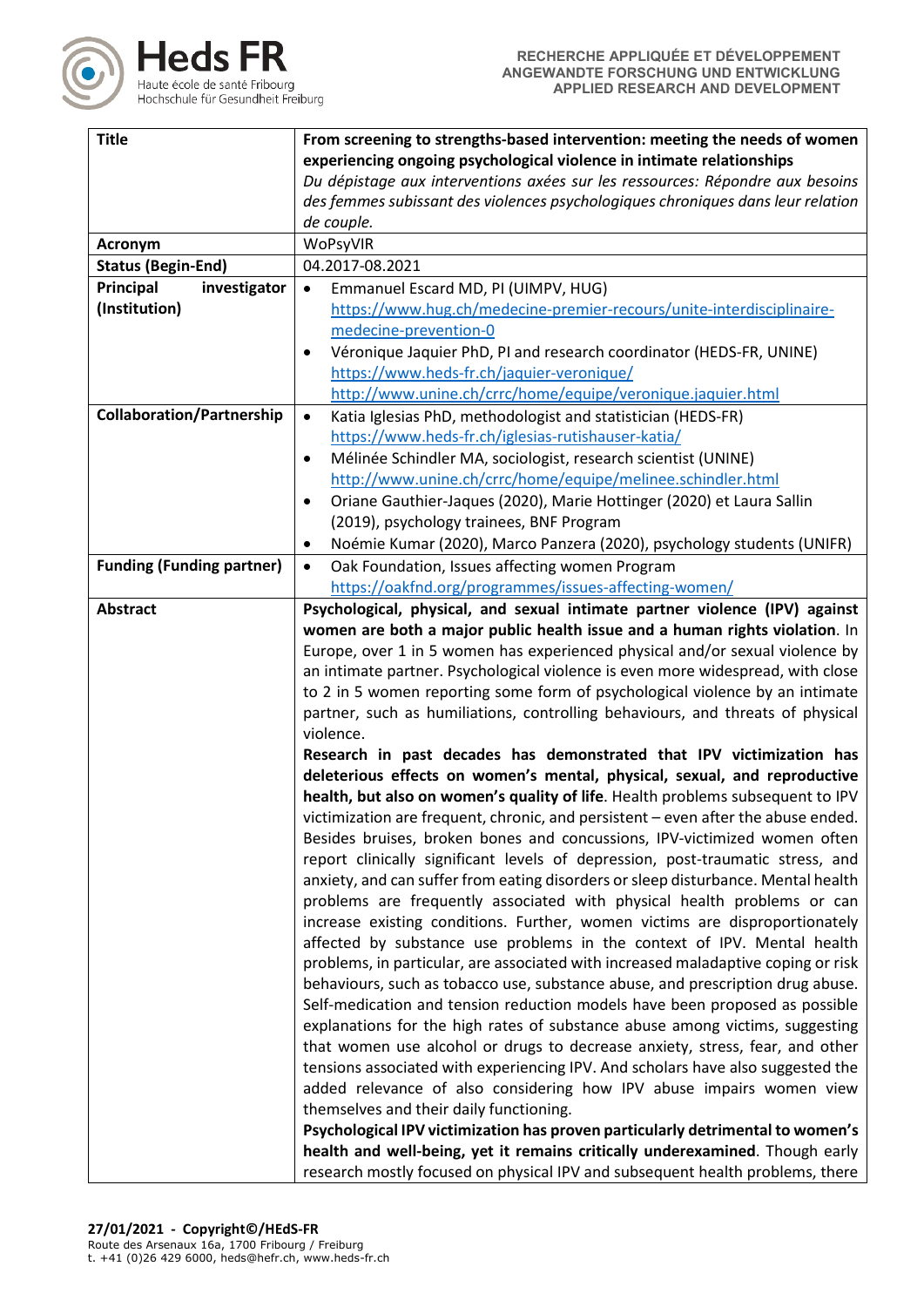RECHERCHE APPLIQUÉE ET DÉVELOPPEMENT
ANGEWANDTE FORSCHUNG UND ENTWICKLUNG
APPLIED RESEARCH AND DEVELOPMENT

| **Title** | **From screening to strengths-based intervention: meeting the needs of women experiencing ongoing psychological violence in intimate relationships** *Du dépistage aux interventions axées sur les ressources: Répondre aux besoins des femmes subissant des violences psychologiques chroniques dans leur relation de couple.* |
|---|---|
| **Acronym** | WoPsyVIR |
| **Status (Begin-End)** | 04.2017-08.2021 |
| **Principal investigator (Institution)** | • Emmanuel Escard MD, PI (UIMPV, HUG) https://www.hug.ch/medecine-premier-recours/unite-interdisciplinaire-medecine-prevention-0 • Véronique Jaquier PhD, PI and research coordinator (HEDS-FR, UNINE) https://www.heds-fr.ch/jaquier-veronique/ http://www.unine.ch/crrc/home/equipe/veronique.jaquier.html |
| **Collaboration/Partnership** | • Katia Iglesias PhD, methodologist and statistician (HEDS-FR) https://www.heds-fr.ch/iglesias-rutishauser-katia/ • Mélinée Schindler MA, sociologist, research scientist (UNINE) http://www.unine.ch/crrc/home/equipe/melinee.schindler.html • Oriane Gauthier-Jaques (2020), Marie Hottinger (2020) et Laura Sallin (2019), psychology trainees, BNF Program • Noémie Kumar (2020), Marco Panzera (2020), psychology students (UNIFR) |
| **Funding (Funding partner)** | • Oak Foundation, Issues affecting women Program https://oakfnd.org/programmes/issues-affecting-women/ |
| **Abstract** | **Psychological, physical, and sexual intimate partner violence (IPV) against women are both a major public health issue and a human rights violation**. In Europe, over 1 in 5 women has experienced physical and/or sexual violence by an intimate partner. Psychological violence is even more widespread, with close to 2 in 5 women reporting some form of psychological violence by an intimate partner, such as humiliations, controlling behaviours, and threats of physical violence. **Research in past decades has demonstrated that IPV victimization has deleterious effects on women's mental, physical, sexual, and reproductive health, but also on women's quality of life**. Health problems subsequent to IPV victimization are frequent, chronic, and persistent – even after the abuse ended. Besides bruises, broken bones and concussions, IPV-victimized women often report clinically significant levels of depression, post-traumatic stress, and anxiety, and can suffer from eating disorders or sleep disturbance. Mental health problems are frequently associated with physical health problems or can increase existing conditions. Further, women victims are disproportionately affected by substance use problems in the context of IPV. Mental health problems, in particular, are associated with increased maladaptive coping or risk behaviours, such as tobacco use, substance abuse, and prescription drug abuse. Self-medication and tension reduction models have been proposed as possible explanations for the high rates of substance abuse among victims, suggesting that women use alcohol or drugs to decrease anxiety, stress, fear, and other tensions associated with experiencing IPV. And scholars have also suggested the added relevance of also considering how IPV abuse impairs women view themselves and their daily functioning. **Psychological IPV victimization has proven particularly detrimental to women's health and well-being, yet it remains critically underexamined**. Though early research mostly focused on physical IPV and subsequent health problems, there |

**27/01/2021 - Copyright©/HEdS-FR**
Route des Arsenaux 16a, 1700 Fribourg / Freiburg
t. +41 (0)26 429 6000, heds@hefr.ch, www.heds-fr.ch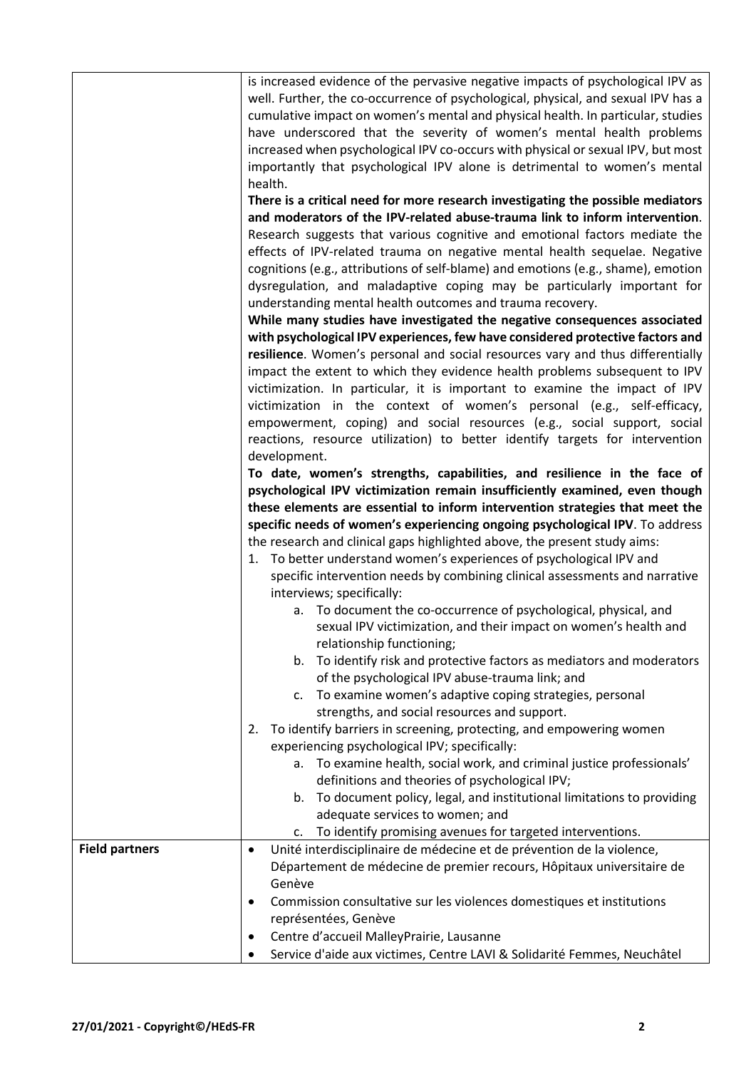| | |
|---|---|
| | is increased evidence of the pervasive negative impacts of psychological IPV as well. Further, the co-occurrence of psychological, physical, and sexual IPV has a cumulative impact on women's mental and physical health. In particular, studies have underscored that the severity of women's mental health problems increased when psychological IPV co-occurs with physical or sexual IPV, but most importantly that psychological IPV alone is detrimental to women's mental health.<br>**There is a critical need for more research investigating the possible mediators and moderators of the IPV-related abuse-trauma link to inform intervention**. Research suggests that various cognitive and emotional factors mediate the effects of IPV-related trauma on negative mental health sequelae. Negative cognitions (e.g., attributions of self-blame) and emotions (e.g., shame), emotion dysregulation, and maladaptive coping may be particularly important for understanding mental health outcomes and trauma recovery.<br>**While many studies have investigated the negative consequences associated with psychological IPV experiences, few have considered protective factors and resilience**. Women's personal and social resources vary and thus differentially impact the extent to which they evidence health problems subsequent to IPV victimization. In particular, it is important to examine the impact of IPV victimization in the context of women's personal (e.g., self-efficacy, empowerment, coping) and social resources (e.g., social support, social reactions, resource utilization) to better identify targets for intervention development.<br>**To date, women's strengths, capabilities, and resilience in the face of psychological IPV victimization remain insufficiently examined, even though these elements are essential to inform intervention strategies that meet the specific needs of women's experiencing ongoing psychological IPV**. To address the research and clinical gaps highlighted above, the present study aims:<br>1. To better understand women's experiences of psychological IPV and specific intervention needs by combining clinical assessments and narrative interviews; specifically:<br>&nbsp;&nbsp;&nbsp;&nbsp;a. To document the co-occurrence of psychological, physical, and sexual IPV victimization, and their impact on women's health and relationship functioning;<br>&nbsp;&nbsp;&nbsp;&nbsp;b. To identify risk and protective factors as mediators and moderators of the psychological IPV abuse-trauma link; and<br>&nbsp;&nbsp;&nbsp;&nbsp;c. To examine women's adaptive coping strategies, personal strengths, and social resources and support.<br>2. To identify barriers in screening, protecting, and empowering women experiencing psychological IPV; specifically:<br>&nbsp;&nbsp;&nbsp;&nbsp;a. To examine health, social work, and criminal justice professionals' definitions and theories of psychological IPV;<br>&nbsp;&nbsp;&nbsp;&nbsp;b. To document policy, legal, and institutional limitations to providing adequate services to women; and<br>&nbsp;&nbsp;&nbsp;&nbsp;c. To identify promising avenues for targeted interventions. |
| **Field partners** | • Unité interdisciplinaire de médecine et de prévention de la violence, Département de médecine de premier recours, Hôpitaux universitaire de Genève<br>• Commission consultative sur les violences domestiques et institutions représentées, Genève<br>• Centre d'accueil MalleyPrairie, Lausanne<br>• Service d'aide aux victimes, Centre LAVI & Solidarité Femmes, Neuchâtel |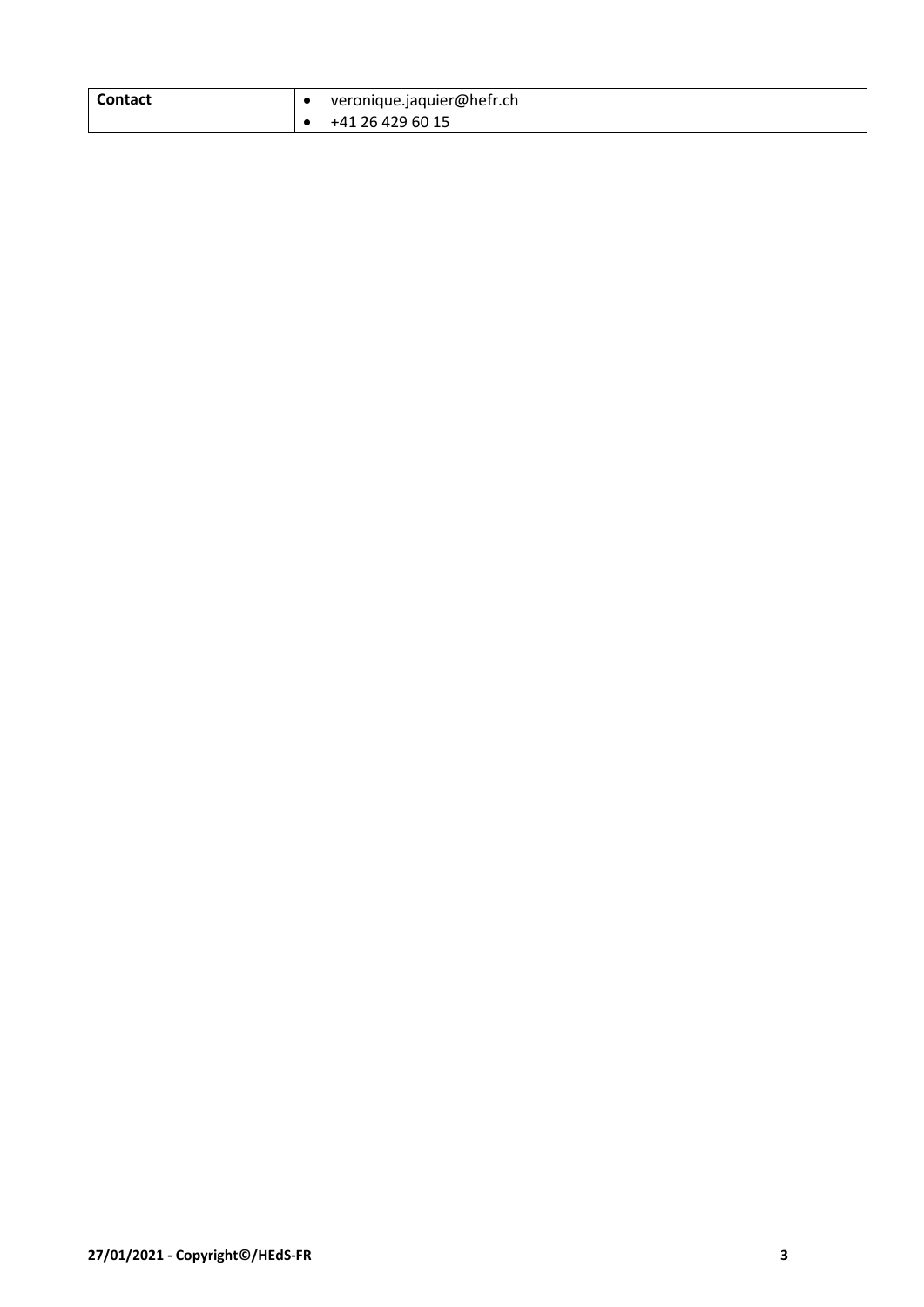| | |
|---|---|
| **Contact** | • veronique.jaquier@hefr.ch<br>• +41 26 429 60 15 |

27/01/2021 - Copyright©/HEdS-FR